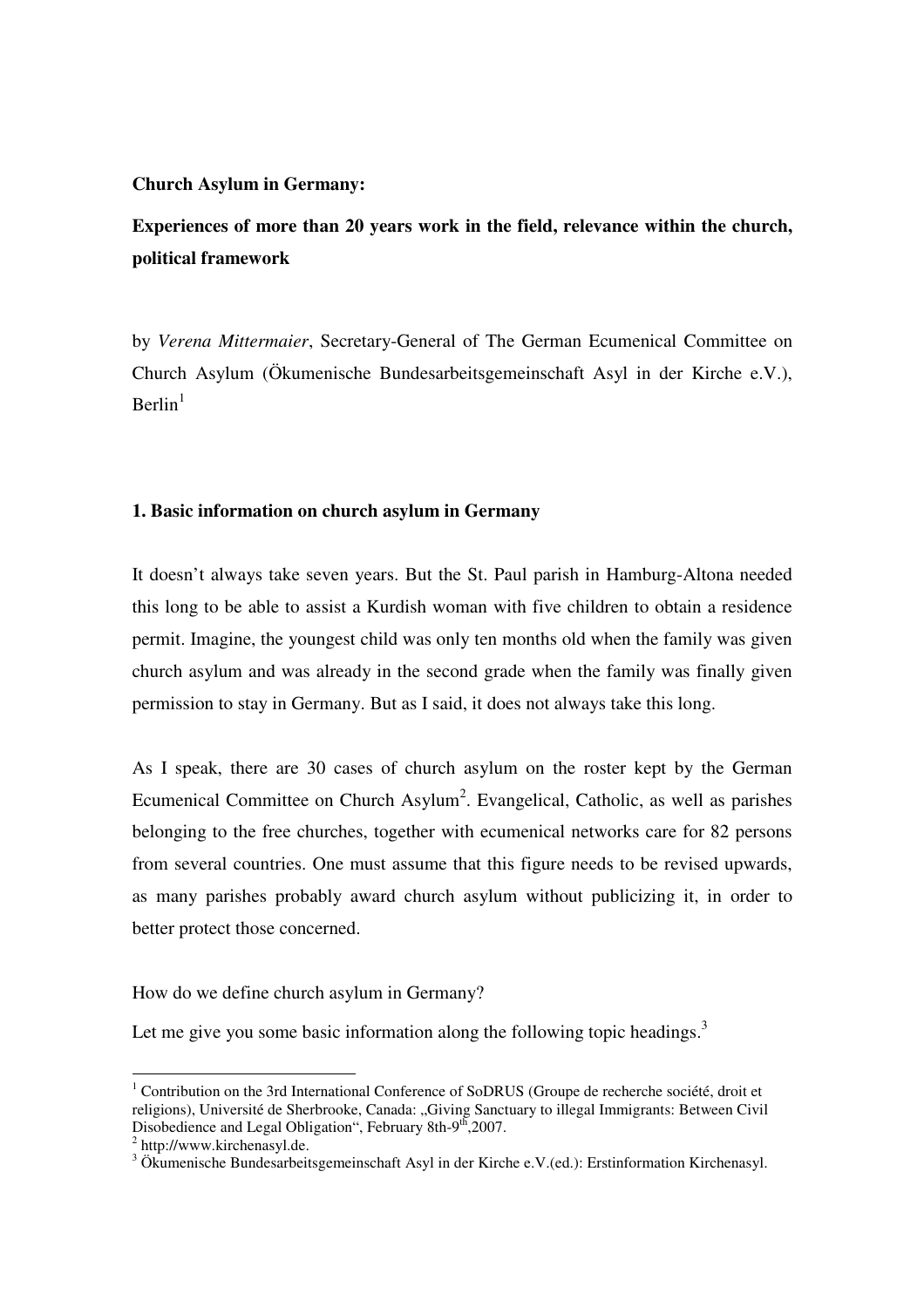**Church Asylum in Germany:**

**Experiences of more than 20 years work in the field, relevance within the church, political framework**

by *Verena Mittermaier*, Secretary-General of The German Ecumenical Committee on Church Asylum (Ökumenische Bundesarbeitsgemeinschaft Asyl in der Kirche e.V.), Berlin[1]

## 1. Basic information on church asylum in Germany

It doesn't always take seven years. But the St. Paul parish in Hamburg-Altona needed this long to be able to assist a Kurdish woman with five children to obtain a residence permit. Imagine, the youngest child was only ten months old when the family was given church asylum and was already in the second grade when the family was finally given permission to stay in Germany. But as I said, it does not always take this long.

As I speak, there are 30 cases of church asylum on the roster kept by the German Ecumenical Committee on Church Asylum[2]. Evangelical, Catholic, as well as parishes belonging to the free churches, together with ecumenical networks care for 82 persons from several countries. One must assume that this figure needs to be revised upwards, as many parishes probably award church asylum without publicizing it, in order to better protect those concerned.

How do we define church asylum in Germany?

Let me give you some basic information along the following topic headings.[3]

---

[1] Contribution on the 3rd International Conference of SoDRUS (Groupe de recherche société, droit et religions), Université de Sherbrooke, Canada: „Giving Sanctuary to illegal Immigrants: Between Civil Disobedience and Legal Obligation", February 8th-9th, 2007.

[2] http://www.kirchenasyl.de.

[3] Ökumenische Bundesarbeitsgemeinschaft Asyl in der Kirche e.V.(ed.): Erstinformation Kirchenasyl.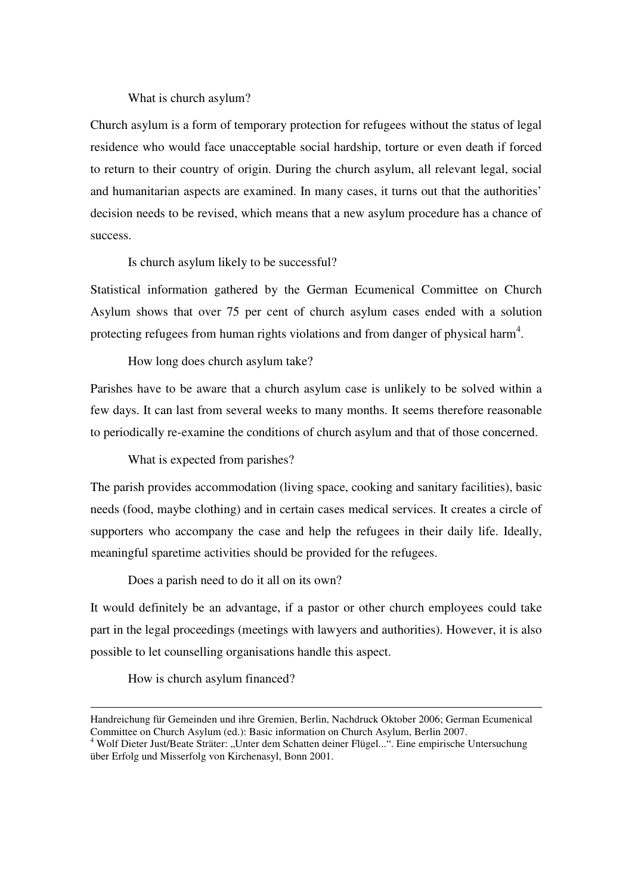### What is church asylum?

Church asylum is a form of temporary protection for refugees without the status of legal residence who would face unacceptable social hardship, torture or even death if forced to return to their country of origin. During the church asylum, all relevant legal, social and humanitarian aspects are examined. In many cases, it turns out that the authorities' decision needs to be revised, which means that a new asylum procedure has a chance of success.

### Is church asylum likely to be successful?

Statistical information gathered by the German Ecumenical Committee on Church Asylum shows that over 75 per cent of church asylum cases ended with a solution protecting refugees from human rights violations and from danger of physical harm[4].

### How long does church asylum take?

Parishes have to be aware that a church asylum case is unlikely to be solved within a few days. It can last from several weeks to many months. It seems therefore reasonable to periodically re-examine the conditions of church asylum and that of those concerned.

### What is expected from parishes?

The parish provides accommodation (living space, cooking and sanitary facilities), basic needs (food, maybe clothing) and in certain cases medical services. It creates a circle of supporters who accompany the case and help the refugees in their daily life. Ideally, meaningful sparetime activities should be provided for the refugees.

### Does a parish need to do it all on its own?

It would definitely be an advantage, if a pastor or other church employees could take part in the legal proceedings (meetings with lawyers and authorities). However, it is also possible to let counselling organisations handle this aspect.

### How is church asylum financed?

---

Handreichung für Gemeinden und ihre Gremien, Berlin, Nachdruck Oktober 2006; German Ecumenical Committee on Church Asylum (ed.): Basic information on Church Asylum, Berlin 2007.

[4] Wolf Dieter Just/Beate Sträter: „Unter dem Schatten deiner Flügel...". Eine empirische Untersuchung über Erfolg und Misserfolg von Kirchenasyl, Bonn 2001.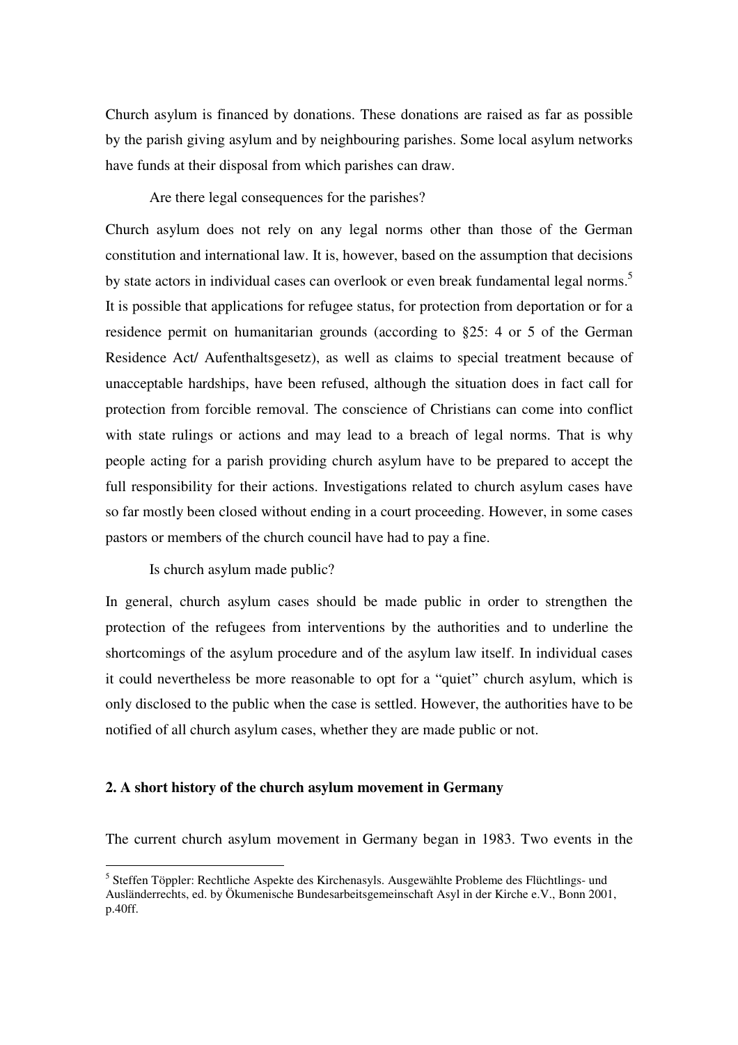Church asylum is financed by donations. These donations are raised as far as possible by the parish giving asylum and by neighbouring parishes. Some local asylum networks have funds at their disposal from which parishes can draw.

Are there legal consequences for the parishes?

Church asylum does not rely on any legal norms other than those of the German constitution and international law. It is, however, based on the assumption that decisions by state actors in individual cases can overlook or even break fundamental legal norms.[5] It is possible that applications for refugee status, for protection from deportation or for a residence permit on humanitarian grounds (according to §25: 4 or 5 of the German Residence Act/ Aufenthaltsgesetz), as well as claims to special treatment because of unacceptable hardships, have been refused, although the situation does in fact call for protection from forcible removal. The conscience of Christians can come into conflict with state rulings or actions and may lead to a breach of legal norms. That is why people acting for a parish providing church asylum have to be prepared to accept the full responsibility for their actions. Investigations related to church asylum cases have so far mostly been closed without ending in a court proceeding. However, in some cases pastors or members of the church council have had to pay a fine.

Is church asylum made public?

In general, church asylum cases should be made public in order to strengthen the protection of the refugees from interventions by the authorities and to underline the shortcomings of the asylum procedure and of the asylum law itself. In individual cases it could nevertheless be more reasonable to opt for a "quiet" church asylum, which is only disclosed to the public when the case is settled. However, the authorities have to be notified of all church asylum cases, whether they are made public or not.

## 2. A short history of the church asylum movement in Germany

The current church asylum movement in Germany began in 1983. Two events in the

---

[5] Steffen Töppler: Rechtliche Aspekte des Kirchenasyls. Ausgewählte Probleme des Flüchtlings- und Ausländerrechts, ed. by Ökumenische Bundesarbeitsgemeinschaft Asyl in der Kirche e.V., Bonn 2001, p.40ff.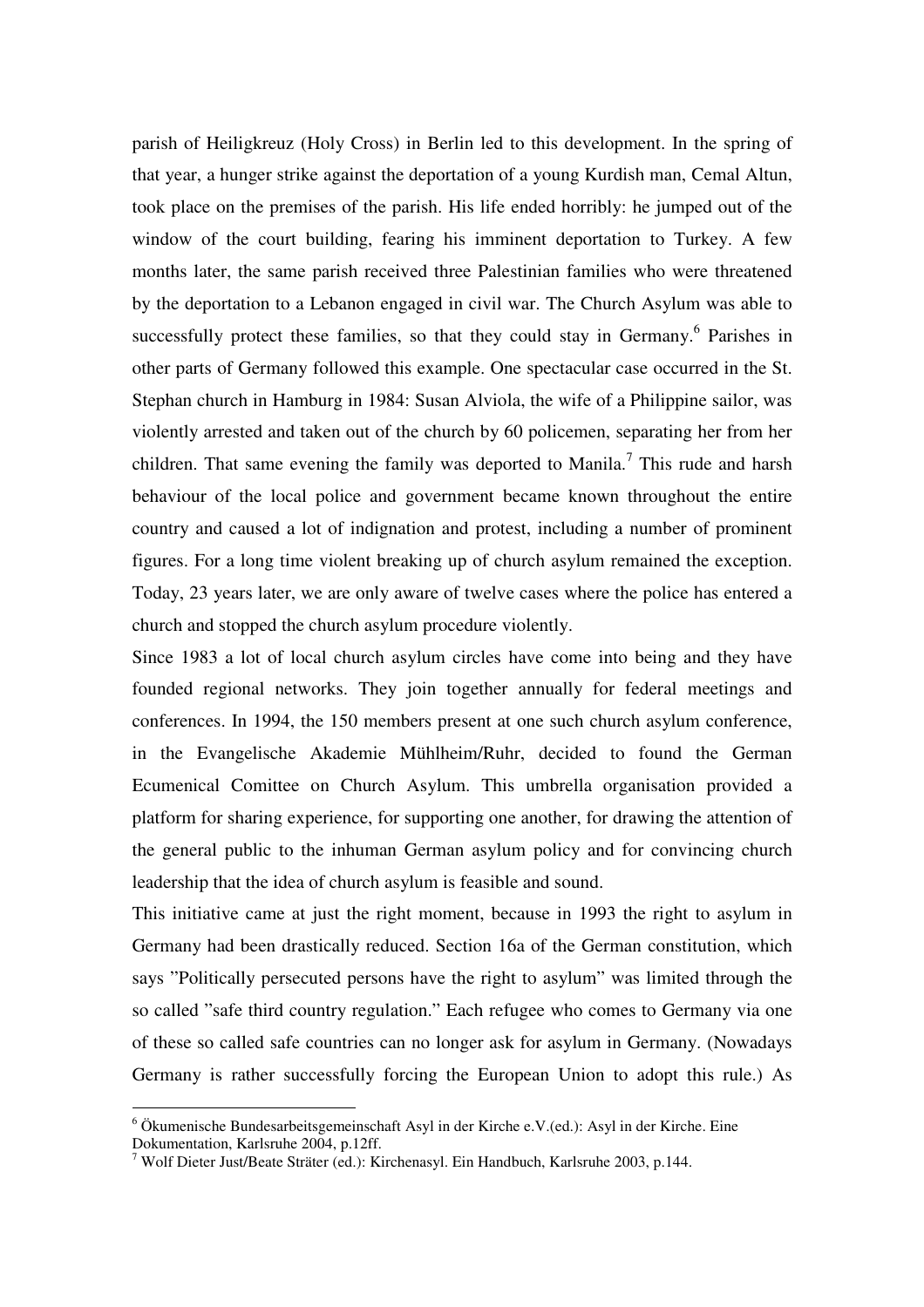parish of Heiligkreuz (Holy Cross) in Berlin led to this development. In the spring of that year, a hunger strike against the deportation of a young Kurdish man, Cemal Altun, took place on the premises of the parish. His life ended horribly: he jumped out of the window of the court building, fearing his imminent deportation to Turkey. A few months later, the same parish received three Palestinian families who were threatened by the deportation to a Lebanon engaged in civil war. The Church Asylum was able to successfully protect these families, so that they could stay in Germany.[6] Parishes in other parts of Germany followed this example. One spectacular case occurred in the St. Stephan church in Hamburg in 1984: Susan Alviola, the wife of a Philippine sailor, was violently arrested and taken out of the church by 60 policemen, separating her from her children. That same evening the family was deported to Manila.[7] This rude and harsh behaviour of the local police and government became known throughout the entire country and caused a lot of indignation and protest, including a number of prominent figures. For a long time violent breaking up of church asylum remained the exception. Today, 23 years later, we are only aware of twelve cases where the police has entered a church and stopped the church asylum procedure violently.

Since 1983 a lot of local church asylum circles have come into being and they have founded regional networks. They join together annually for federal meetings and conferences. In 1994, the 150 members present at one such church asylum conference, in the Evangelische Akademie Mühlheim/Ruhr, decided to found the German Ecumenical Comittee on Church Asylum. This umbrella organisation provided a platform for sharing experience, for supporting one another, for drawing the attention of the general public to the inhuman German asylum policy and for convincing church leadership that the idea of church asylum is feasible and sound.

This initiative came at just the right moment, because in 1993 the right to asylum in Germany had been drastically reduced. Section 16a of the German constitution, which says "Politically persecuted persons have the right to asylum" was limited through the so called "safe third country regulation." Each refugee who comes to Germany via one of these so called safe countries can no longer ask for asylum in Germany. (Nowadays Germany is rather successfully forcing the European Union to adopt this rule.) As

---

[6] Ökumenische Bundesarbeitsgemeinschaft Asyl in der Kirche e.V.(ed.): Asyl in der Kirche. Eine Dokumentation, Karlsruhe 2004, p.12ff.

[7] Wolf Dieter Just/Beate Sträter (ed.): Kirchenasyl. Ein Handbuch, Karlsruhe 2003, p.144.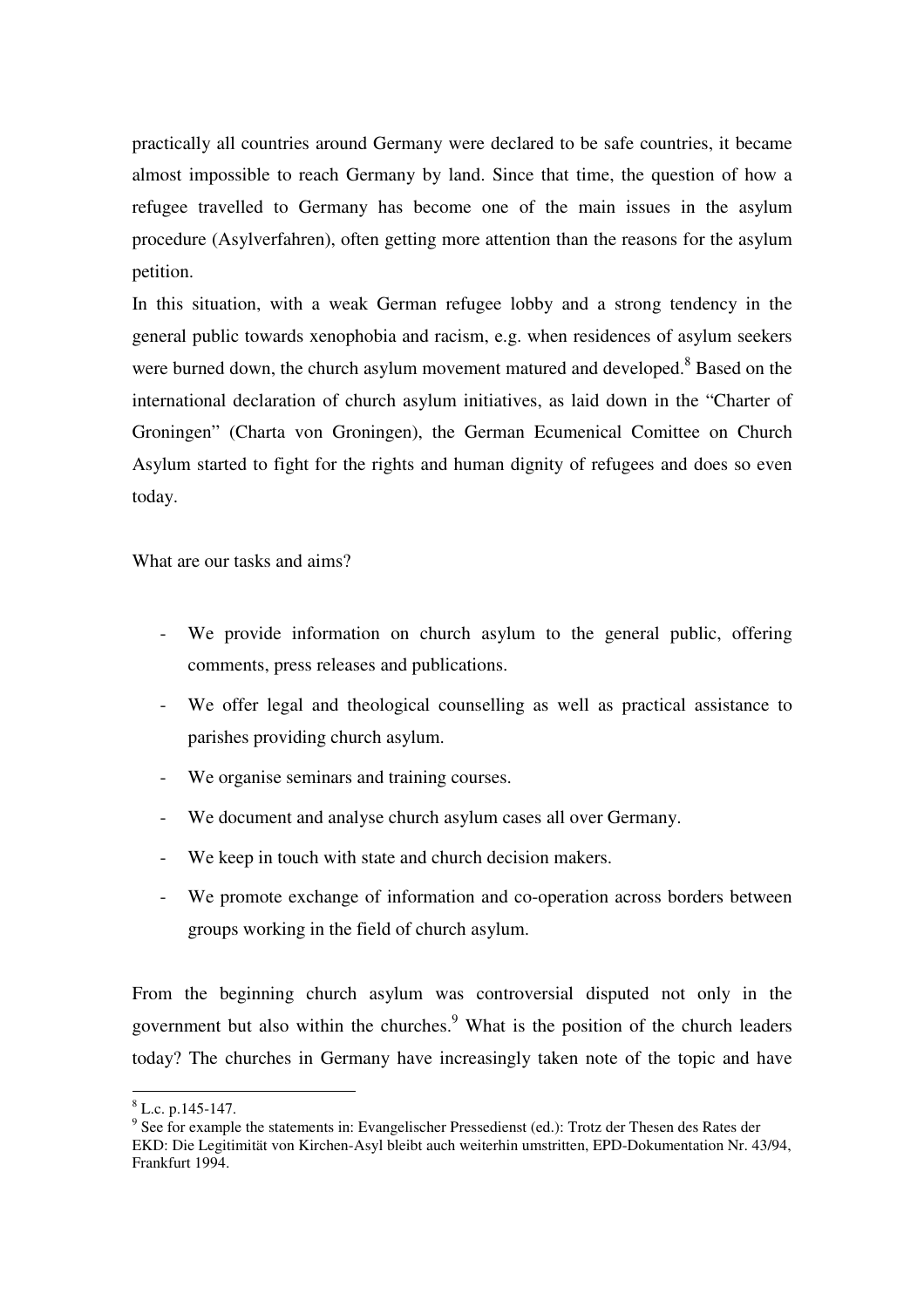practically all countries around Germany were declared to be safe countries, it became almost impossible to reach Germany by land. Since that time, the question of how a refugee travelled to Germany has become one of the main issues in the asylum procedure (Asylverfahren), often getting more attention than the reasons for the asylum petition.

In this situation, with a weak German refugee lobby and a strong tendency in the general public towards xenophobia and racism, e.g. when residences of asylum seekers were burned down, the church asylum movement matured and developed.[8] Based on the international declaration of church asylum initiatives, as laid down in the "Charter of Groningen" (Charta von Groningen), the German Ecumenical Comittee on Church Asylum started to fight for the rights and human dignity of refugees and does so even today.

What are our tasks and aims?

- We provide information on church asylum to the general public, offering comments, press releases and publications.
- We offer legal and theological counselling as well as practical assistance to parishes providing church asylum.
- We organise seminars and training courses.
- We document and analyse church asylum cases all over Germany.
- We keep in touch with state and church decision makers.
- We promote exchange of information and co-operation across borders between groups working in the field of church asylum.

From the beginning church asylum was controversial disputed not only in the government but also within the churches.[9] What is the position of the church leaders today? The churches in Germany have increasingly taken note of the topic and have

---

[8] L.c. p.145-147.

[9] See for example the statements in: Evangelischer Pressedienst (ed.): Trotz der Thesen des Rates der EKD: Die Legitimität von Kirchen-Asyl bleibt auch weiterhin umstritten, EPD-Dokumentation Nr. 43/94, Frankfurt 1994.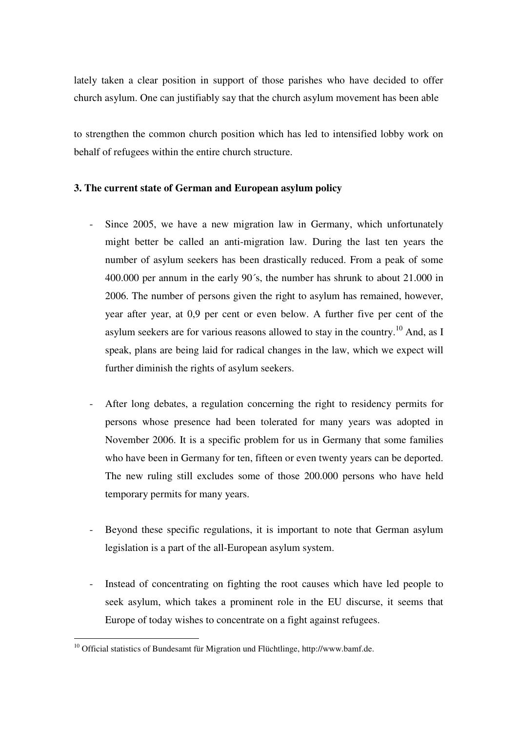lately taken a clear position in support of those parishes who have decided to offer church asylum. One can justifiably say that the church asylum movement has been able

to strengthen the common church position which has led to intensified lobby work on behalf of refugees within the entire church structure.

**3. The current state of German and European asylum policy**

- Since 2005, we have a new migration law in Germany, which unfortunately might better be called an anti-migration law. During the last ten years the number of asylum seekers has been drastically reduced. From a peak of some 400.000 per annum in the early 90´s, the number has shrunk to about 21.000 in 2006. The number of persons given the right to asylum has remained, however, year after year, at 0,9 per cent or even below. A further five per cent of the asylum seekers are for various reasons allowed to stay in the country.[10] And, as I speak, plans are being laid for radical changes in the law, which we expect will further diminish the rights of asylum seekers.

- After long debates, a regulation concerning the right to residency permits for persons whose presence had been tolerated for many years was adopted in November 2006. It is a specific problem for us in Germany that some families who have been in Germany for ten, fifteen or even twenty years can be deported. The new ruling still excludes some of those 200.000 persons who have held temporary permits for many years.

- Beyond these specific regulations, it is important to note that German asylum legislation is a part of the all-European asylum system.

- Instead of concentrating on fighting the root causes which have led people to seek asylum, which takes a prominent role in the EU discurse, it seems that Europe of today wishes to concentrate on a fight against refugees.

[10] Official statistics of Bundesamt für Migration und Flüchtlinge, http://www.bamf.de.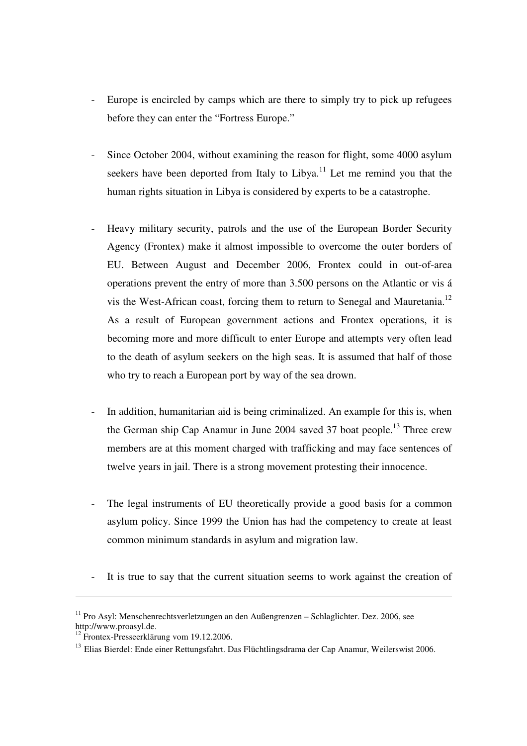- Europe is encircled by camps which are there to simply try to pick up refugees before they can enter the "Fortress Europe."

- Since October 2004, without examining the reason for flight, some 4000 asylum seekers have been deported from Italy to Libya.[11] Let me remind you that the human rights situation in Libya is considered by experts to be a catastrophe.

- Heavy military security, patrols and the use of the European Border Security Agency (Frontex) make it almost impossible to overcome the outer borders of EU. Between August and December 2006, Frontex could in out-of-area operations prevent the entry of more than 3.500 persons on the Atlantic or vis á vis the West-African coast, forcing them to return to Senegal and Mauretania.[12] As a result of European government actions and Frontex operations, it is becoming more and more difficult to enter Europe and attempts very often lead to the death of asylum seekers on the high seas. It is assumed that half of those who try to reach a European port by way of the sea drown.

- In addition, humanitarian aid is being criminalized. An example for this is, when the German ship Cap Anamur in June 2004 saved 37 boat people.[13] Three crew members are at this moment charged with trafficking and may face sentences of twelve years in jail. There is a strong movement protesting their innocence.

- The legal instruments of EU theoretically provide a good basis for a common asylum policy. Since 1999 the Union has had the competency to create at least common minimum standards in asylum and migration law.

- It is true to say that the current situation seems to work against the creation of

---

[11] Pro Asyl: Menschenrechtsverletzungen an den Außengrenzen – Schlaglichter. Dez. 2006, see http://www.proasyl.de.

[12] Frontex-Presseerklärung vom 19.12.2006.

[13] Elias Bierdel: Ende einer Rettungsfahrt. Das Flüchtlingsdrama der Cap Anamur, Weilerswist 2006.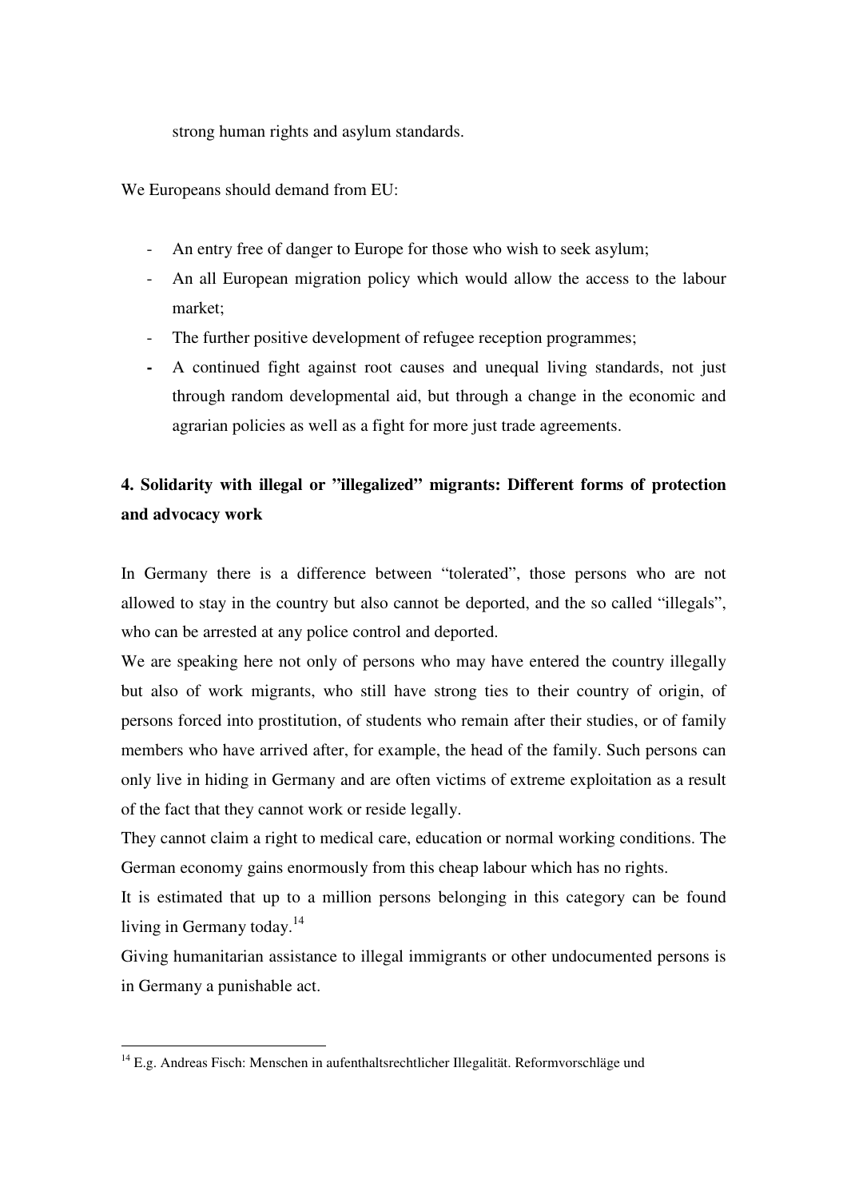strong human rights and asylum standards.

We Europeans should demand from EU:

- An entry free of danger to Europe for those who wish to seek asylum;
- An all European migration policy which would allow the access to the labour market;
- The further positive development of refugee reception programmes;
- A continued fight against root causes and unequal living standards, not just through random developmental aid, but through a change in the economic and agrarian policies as well as a fight for more just trade agreements.

## 4. Solidarity with illegal or "illegalized" migrants: Different forms of protection and advocacy work

In Germany there is a difference between "tolerated", those persons who are not allowed to stay in the country but also cannot be deported, and the so called "illegals", who can be arrested at any police control and deported.

We are speaking here not only of persons who may have entered the country illegally but also of work migrants, who still have strong ties to their country of origin, of persons forced into prostitution, of students who remain after their studies, or of family members who have arrived after, for example, the head of the family. Such persons can only live in hiding in Germany and are often victims of extreme exploitation as a result of the fact that they cannot work or reside legally.

They cannot claim a right to medical care, education or normal working conditions. The German economy gains enormously from this cheap labour which has no rights.

It is estimated that up to a million persons belonging in this category can be found living in Germany today.[14]

Giving humanitarian assistance to illegal immigrants or other undocumented persons is in Germany a punishable act.

---

[14] E.g. Andreas Fisch: Menschen in aufenthaltsrechtlicher Illegalität. Reformvorschläge und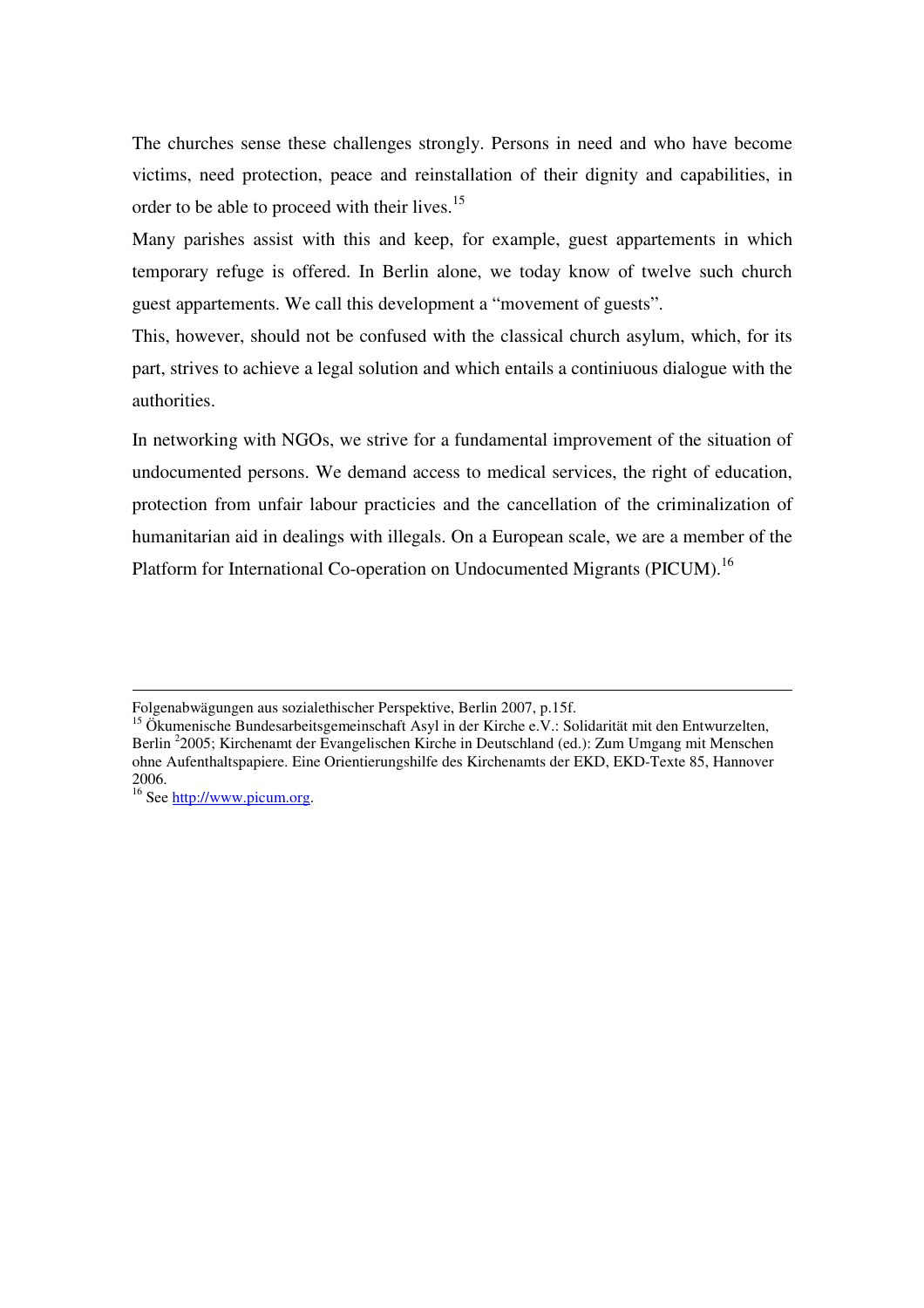The churches sense these challenges strongly. Persons in need and who have become victims, need protection, peace and reinstallation of their dignity and capabilities, in order to be able to proceed with their lives.[15]

Many parishes assist with this and keep, for example, guest appartements in which temporary refuge is offered. In Berlin alone, we today know of twelve such church guest appartements. We call this development a "movement of guests".

This, however, should not be confused with the classical church asylum, which, for its part, strives to achieve a legal solution and which entails a continiuous dialogue with the authorities.

In networking with NGOs, we strive for a fundamental improvement of the situation of undocumented persons. We demand access to medical services, the right of education, protection from unfair labour practicies and the cancellation of the criminalization of humanitarian aid in dealings with illegals. On a European scale, we are a member of the Platform for International Co-operation on Undocumented Migrants (PICUM).[16]

---

Folgenabwägungen aus sozialethischer Perspektive, Berlin 2007, p.15f.

[15] Ökumenische Bundesarbeitsgemeinschaft Asyl in der Kirche e.V.: Solidarität mit den Entwurzelten, Berlin [2]2005; Kirchenamt der Evangelischen Kirche in Deutschland (ed.): Zum Umgang mit Menschen ohne Aufenthaltspapiere. Eine Orientierungshilfe des Kirchenamts der EKD, EKD-Texte 85, Hannover 2006.

[16] See http://www.picum.org.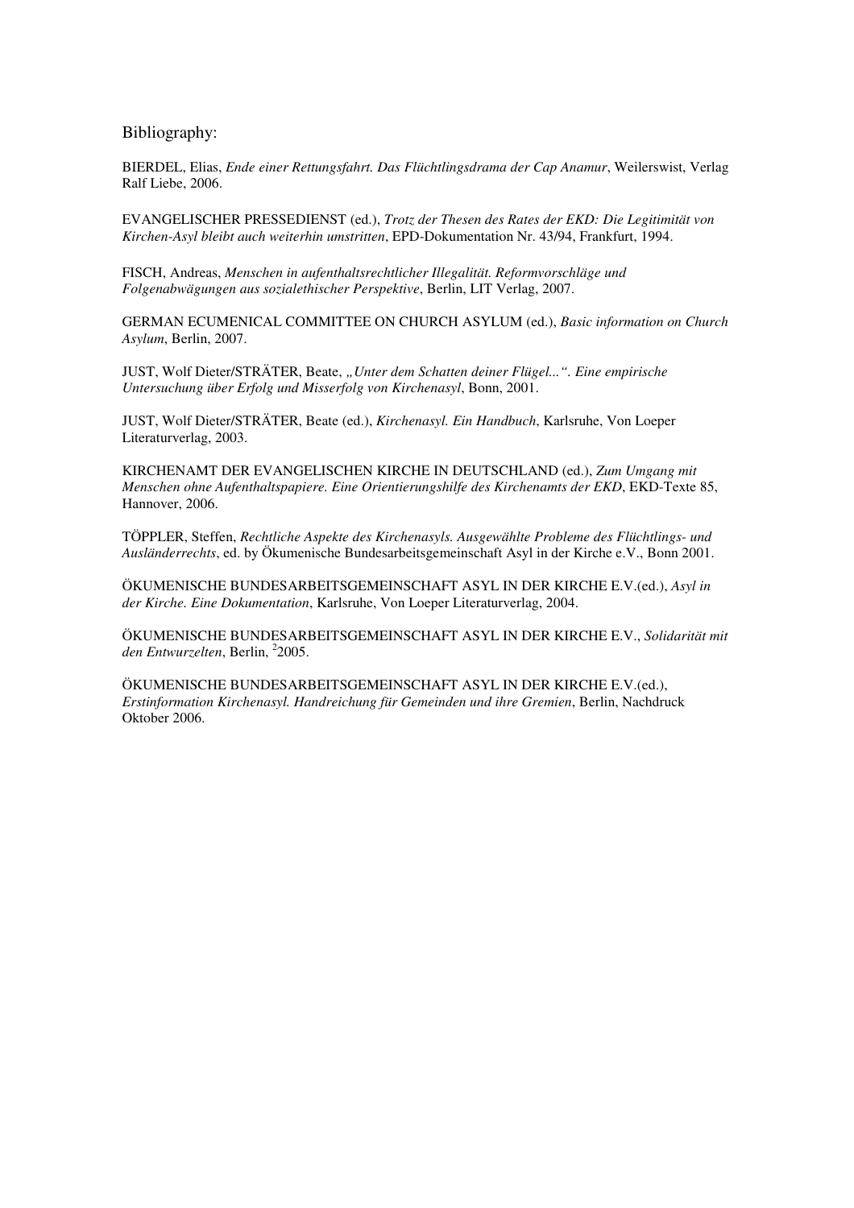Bibliography:

BIERDEL, Elias, *Ende einer Rettungsfahrt. Das Flüchtlingsdrama der Cap Anamur*, Weilerswist, Verlag Ralf Liebe, 2006.

EVANGELISCHER PRESSEDIENST (ed.), *Trotz der Thesen des Rates der EKD: Die Legitimität von Kirchen-Asyl bleibt auch weiterhin umstritten*, EPD-Dokumentation Nr. 43/94, Frankfurt, 1994.

FISCH, Andreas, *Menschen in aufenthaltsrechtlicher Illegalität. Reformvorschläge und Folgenabwägungen aus sozialethischer Perspektive*, Berlin, LIT Verlag, 2007.

GERMAN ECUMENICAL COMMITTEE ON CHURCH ASYLUM (ed.), *Basic information on Church Asylum*, Berlin, 2007.

JUST, Wolf Dieter/STRÄTER, Beate, *„Unter dem Schatten deiner Flügel...". Eine empirische Untersuchung über Erfolg und Misserfolg von Kirchenasyl*, Bonn, 2001.

JUST, Wolf Dieter/STRÄTER, Beate (ed.), *Kirchenasyl. Ein Handbuch*, Karlsruhe, Von Loeper Literaturverlag, 2003.

KIRCHENAMT DER EVANGELISCHEN KIRCHE IN DEUTSCHLAND (ed.), *Zum Umgang mit Menschen ohne Aufenthaltspapiere. Eine Orientierungshilfe des Kirchenamts der EKD*, EKD-Texte 85, Hannover, 2006.

TÖPPLER, Steffen, *Rechtliche Aspekte des Kirchenasyls. Ausgewählte Probleme des Flüchtlings- und Ausländerrechts*, ed. by Ökumenische Bundesarbeitsgemeinschaft Asyl in der Kirche e.V., Bonn 2001.

ÖKUMENISCHE BUNDESARBEITSGEMEINSCHAFT ASYL IN DER KIRCHE E.V.(ed.), *Asyl in der Kirche. Eine Dokumentation*, Karlsruhe, Von Loeper Literaturverlag, 2004.

ÖKUMENISCHE BUNDESARBEITSGEMEINSCHAFT ASYL IN DER KIRCHE E.V., *Solidarität mit den Entwurzelten*, Berlin, $^{2}$2005.

ÖKUMENISCHE BUNDESARBEITSGEMEINSCHAFT ASYL IN DER KIRCHE E.V.(ed.), *Erstinformation Kirchenasyl. Handreichung für Gemeinden und ihre Gremien*, Berlin, Nachdruck Oktober 2006.